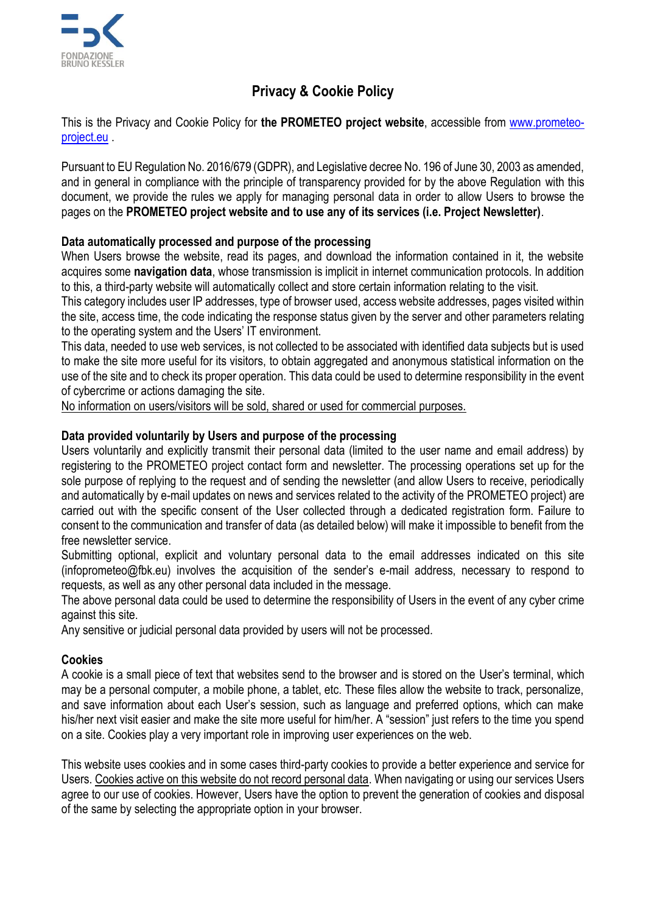# Privacy & Cookie Policy

This is the Privacy and Cookie Policy for **the PROMETEO project website**, accessible from [www.prometeo-project.eu](http://www.prometeo-project.eu) .

Pursuant to EU Regulation No. 2016/679 (GDPR), and Legislative decree No. 196 of June 30, 2003 as amended, and in general in compliance with the principle of transparency provided for by the above Regulation with this document, we provide the rules we apply for managing personal data in order to allow Users to browse the pages on the **PROMETEO project website and to use any of its services (i.e. Project Newsletter)**.

## Data automatically processed and purpose of the processing

When Users browse the website, read its pages, and download the information contained in it, the website acquires some **navigation data**, whose transmission is implicit in internet communication protocols. In addition to this, a third-party website will automatically collect and store certain information relating to the visit.

This category includes user IP addresses, type of browser used, access website addresses, pages visited within the site, access time, the code indicating the response status given by the server and other parameters relating to the operating system and the Users' IT environment.

This data, needed to use web services, is not collected to be associated with identified data subjects but is used to make the site more useful for its visitors, to obtain aggregated and anonymous statistical information on the use of the site and to check its proper operation. This data could be used to determine responsibility in the event of cybercrime or actions damaging the site.

No information on users/visitors will be sold, shared or used for commercial purposes.

## Data provided voluntarily by Users and purpose of the processing

Users voluntarily and explicitly transmit their personal data (limited to the user name and email address) by registering to the PROMETEO project contact form and newsletter. The processing operations set up for the sole purpose of replying to the request and of sending the newsletter (and allow Users to receive, periodically and automatically by e-mail updates on news and services related to the activity of the PROMETEO project) are carried out with the specific consent of the User collected through a dedicated registration form. Failure to consent to the communication and transfer of data (as detailed below) will make it impossible to benefit from the free newsletter service.

Submitting optional, explicit and voluntary personal data to the email addresses indicated on this site (infoprometeo@fbk.eu) involves the acquisition of the sender's e-mail address, necessary to respond to requests, as well as any other personal data included in the message.

The above personal data could be used to determine the responsibility of Users in the event of any cyber crime against this site.

Any sensitive or judicial personal data provided by users will not be processed.

## Cookies

A cookie is a small piece of text that websites send to the browser and is stored on the User's terminal, which may be a personal computer, a mobile phone, a tablet, etc. These files allow the website to track, personalize, and save information about each User's session, such as language and preferred options, which can make his/her next visit easier and make the site more useful for him/her. A "session" just refers to the time you spend on a site. Cookies play a very important role in improving user experiences on the web.

This website uses cookies and in some cases third-party cookies to provide a better experience and service for Users. Cookies active on this website do not record personal data. When navigating or using our services Users agree to our use of cookies. However, Users have the option to prevent the generation of cookies and disposal of the same by selecting the appropriate option in your browser.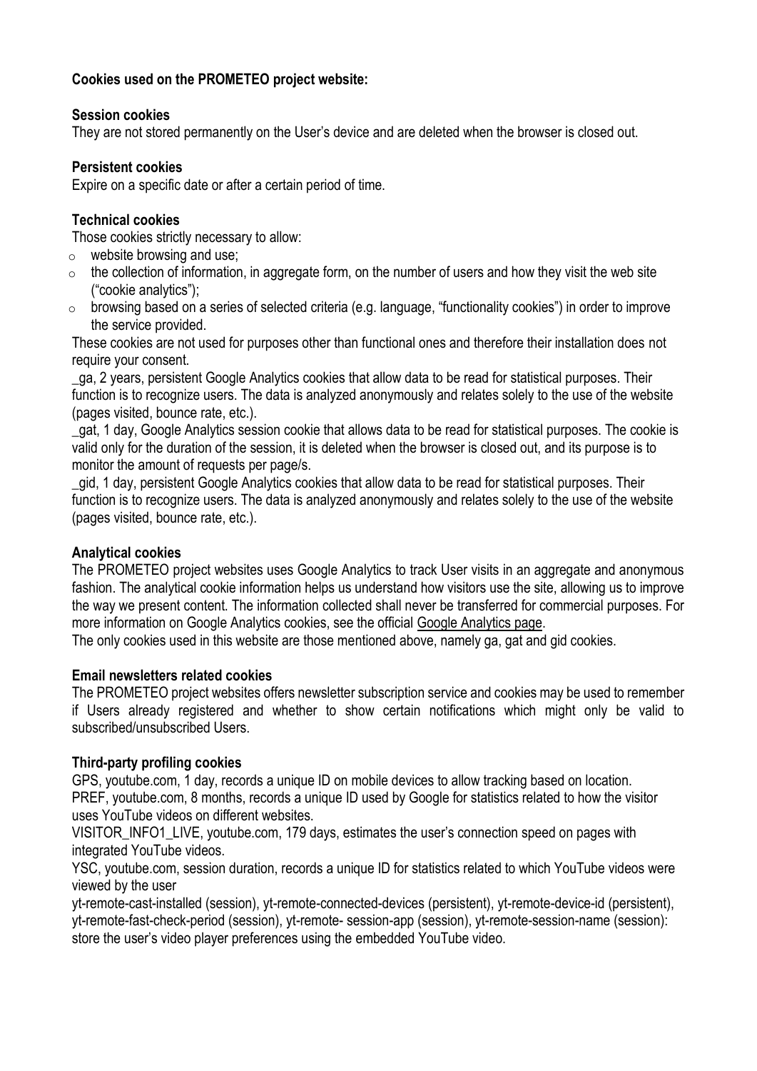**Cookies used on the PROMETEO project website:**

**Session cookies**

They are not stored permanently on the User's device and are deleted when the browser is closed out.

**Persistent cookies**

Expire on a specific date or after a certain period of time.

**Technical cookies**

Those cookies strictly necessary to allow:

- website browsing and use;
- the collection of information, in aggregate form, on the number of users and how they visit the web site ("cookie analytics");
- browsing based on a series of selected criteria (e.g. language, "functionality cookies") in order to improve the service provided.

These cookies are not used for purposes other than functional ones and therefore their installation does not require your consent.

_ga, 2 years, persistent Google Analytics cookies that allow data to be read for statistical purposes. Their function is to recognize users. The data is analyzed anonymously and relates solely to the use of the website (pages visited, bounce rate, etc.).

_gat, 1 day, Google Analytics session cookie that allows data to be read for statistical purposes. The cookie is valid only for the duration of the session, it is deleted when the browser is closed out, and its purpose is to monitor the amount of requests per page/s.

_gid, 1 day, persistent Google Analytics cookies that allow data to be read for statistical purposes. Their function is to recognize users. The data is analyzed anonymously and relates solely to the use of the website (pages visited, bounce rate, etc.).

**Analytical cookies**

The PROMETEO project websites uses Google Analytics to track User visits in an aggregate and anonymous fashion. The analytical cookie information helps us understand how visitors use the site, allowing us to improve the way we present content. The information collected shall never be transferred for commercial purposes. For more information on Google Analytics cookies, see the official Google Analytics page.

The only cookies used in this website are those mentioned above, namely ga, gat and gid cookies.

**Email newsletters related cookies**

The PROMETEO project websites offers newsletter subscription service and cookies may be used to remember if Users already registered and whether to show certain notifications which might only be valid to subscribed/unsubscribed Users.

**Third-party profiling cookies**

GPS, youtube.com, 1 day, records a unique ID on mobile devices to allow tracking based on location.

PREF, youtube.com, 8 months, records a unique ID used by Google for statistics related to how the visitor uses YouTube videos on different websites.

VISITOR_INFO1_LIVE, youtube.com, 179 days, estimates the user's connection speed on pages with integrated YouTube videos.

YSC, youtube.com, session duration, records a unique ID for statistics related to which YouTube videos were viewed by the user

yt-remote-cast-installed (session), yt-remote-connected-devices (persistent), yt-remote-device-id (persistent), yt-remote-fast-check-period (session), yt-remote- session-app (session), yt-remote-session-name (session): store the user's video player preferences using the embedded YouTube video.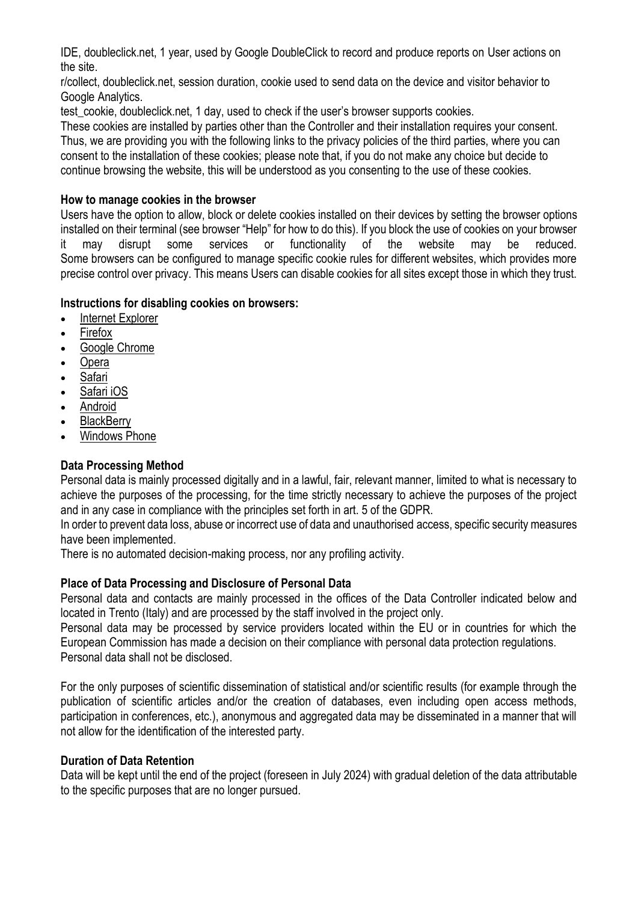IDE, doubleclick.net, 1 year, used by Google DoubleClick to record and produce reports on User actions on the site.
r/collect, doubleclick.net, session duration, cookie used to send data on the device and visitor behavior to Google Analytics.
test_cookie, doubleclick.net, 1 day, used to check if the user's browser supports cookies.
These cookies are installed by parties other than the Controller and their installation requires your consent. Thus, we are providing you with the following links to the privacy policies of the third parties, where you can consent to the installation of these cookies; please note that, if you do not make any choice but decide to continue browsing the website, this will be understood as you consenting to the use of these cookies.

**How to manage cookies in the browser**

Users have the option to allow, block or delete cookies installed on their devices by setting the browser options installed on their terminal (see browser "Help" for how to do this). If you block the use of cookies on your browser it may disrupt some services or functionality of the website may be reduced.
Some browsers can be configured to manage specific cookie rules for different websites, which provides more precise control over privacy. This means Users can disable cookies for all sites except those in which they trust.

**Instructions for disabling cookies on browsers:**

- Internet Explorer
- Firefox
- Google Chrome
- Opera
- Safari
- Safari iOS
- Android
- BlackBerry
- Windows Phone

**Data Processing Method**

Personal data is mainly processed digitally and in a lawful, fair, relevant manner, limited to what is necessary to achieve the purposes of the processing, for the time strictly necessary to achieve the purposes of the project and in any case in compliance with the principles set forth in art. 5 of the GDPR.
In order to prevent data loss, abuse or incorrect use of data and unauthorised access, specific security measures have been implemented.
There is no automated decision-making process, nor any profiling activity.

**Place of Data Processing and Disclosure of Personal Data**

Personal data and contacts are mainly processed in the offices of the Data Controller indicated below and located in Trento (Italy) and are processed by the staff involved in the project only.
Personal data may be processed by service providers located within the EU or in countries for which the European Commission has made a decision on their compliance with personal data protection regulations.
Personal data shall not be disclosed.

For the only purposes of scientific dissemination of statistical and/or scientific results (for example through the publication of scientific articles and/or the creation of databases, even including open access methods, participation in conferences, etc.), anonymous and aggregated data may be disseminated in a manner that will not allow for the identification of the interested party.

**Duration of Data Retention**

Data will be kept until the end of the project (foreseen in July 2024) with gradual deletion of the data attributable to the specific purposes that are no longer pursued.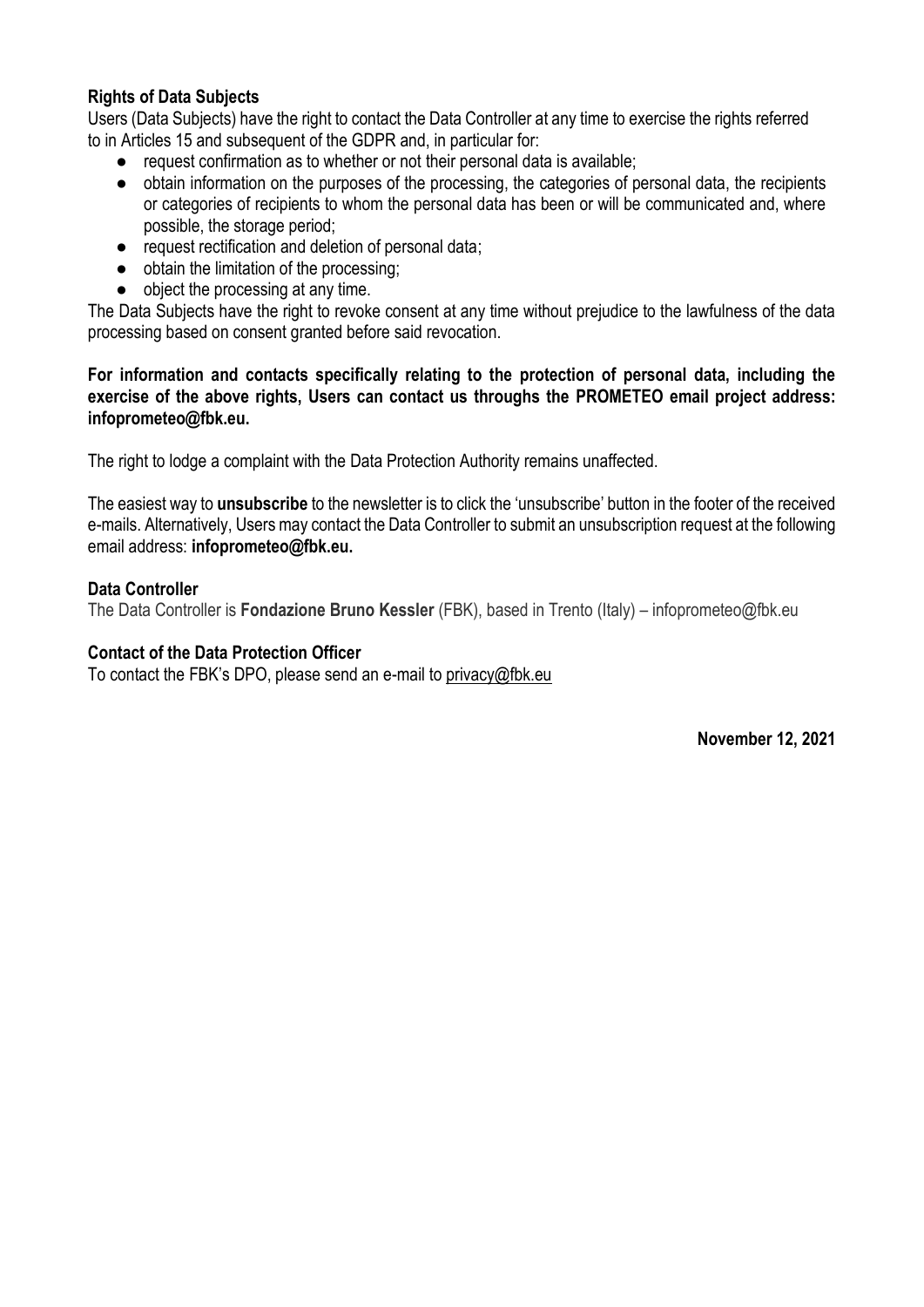**Rights of Data Subjects**

Users (Data Subjects) have the right to contact the Data Controller at any time to exercise the rights referred to in Articles 15 and subsequent of the GDPR and, in particular for:

- request confirmation as to whether or not their personal data is available;
- obtain information on the purposes of the processing, the categories of personal data, the recipients or categories of recipients to whom the personal data has been or will be communicated and, where possible, the storage period;
- request rectification and deletion of personal data;
- obtain the limitation of the processing;
- object the processing at any time.

The Data Subjects have the right to revoke consent at any time without prejudice to the lawfulness of the data processing based on consent granted before said revocation.

**For information and contacts specifically relating to the protection of personal data, including the exercise of the above rights, Users can contact us throughs the PROMETEO email project address: infoprometeo@fbk.eu.**

The right to lodge a complaint with the Data Protection Authority remains unaffected.

The easiest way to **unsubscribe** to the newsletter is to click the 'unsubscribe' button in the footer of the received e-mails. Alternatively, Users may contact the Data Controller to submit an unsubscription request at the following email address: **infoprometeo@fbk.eu.**

**Data Controller**

The Data Controller is **Fondazione Bruno Kessler** (FBK), based in Trento (Italy) – infoprometeo@fbk.eu

**Contact of the Data Protection Officer**

To contact the FBK's DPO, please send an e-mail to privacy@fbk.eu

**November 12, 2021**